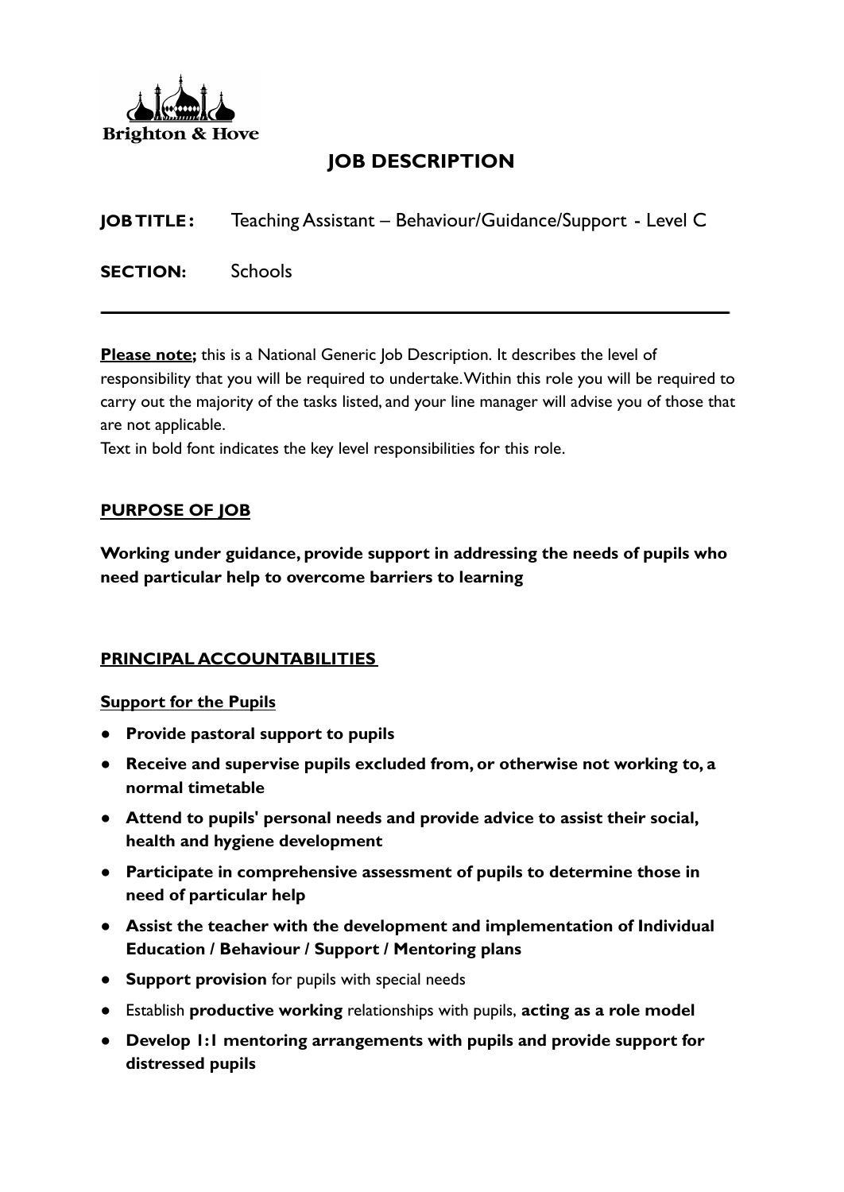Brighton & Hove

# JOB DESCRIPTION

**JOB TITLE:** Teaching Assistant – Behaviour/Guidance/Support - Level C

**SECTION:** Schools

---

**Please note;** this is a National Generic Job Description. It describes the level of responsibility that you will be required to undertake. Within this role you will be required to carry out the majority of the tasks listed, and your line manager will advise you of those that are not applicable.
Text in bold font indicates the key level responsibilities for this role.

## PURPOSE OF JOB

**Working under guidance, provide support in addressing the needs of pupils who need particular help to overcome barriers to learning**

## PRINCIPAL ACCOUNTABILITIES

### Support for the Pupils

- **Provide pastoral support to pupils**
- **Receive and supervise pupils excluded from, or otherwise not working to, a normal timetable**
- **Attend to pupils' personal needs and provide advice to assist their social, health and hygiene development**
- **Participate in comprehensive assessment of pupils to determine those in need of particular help**
- **Assist the teacher with the development and implementation of Individual Education / Behaviour / Support / Mentoring plans**
- **Support provision** for pupils with special needs
- Establish **productive working** relationships with pupils, **acting as a role model**
- **Develop 1:1 mentoring arrangements with pupils and provide support for distressed pupils**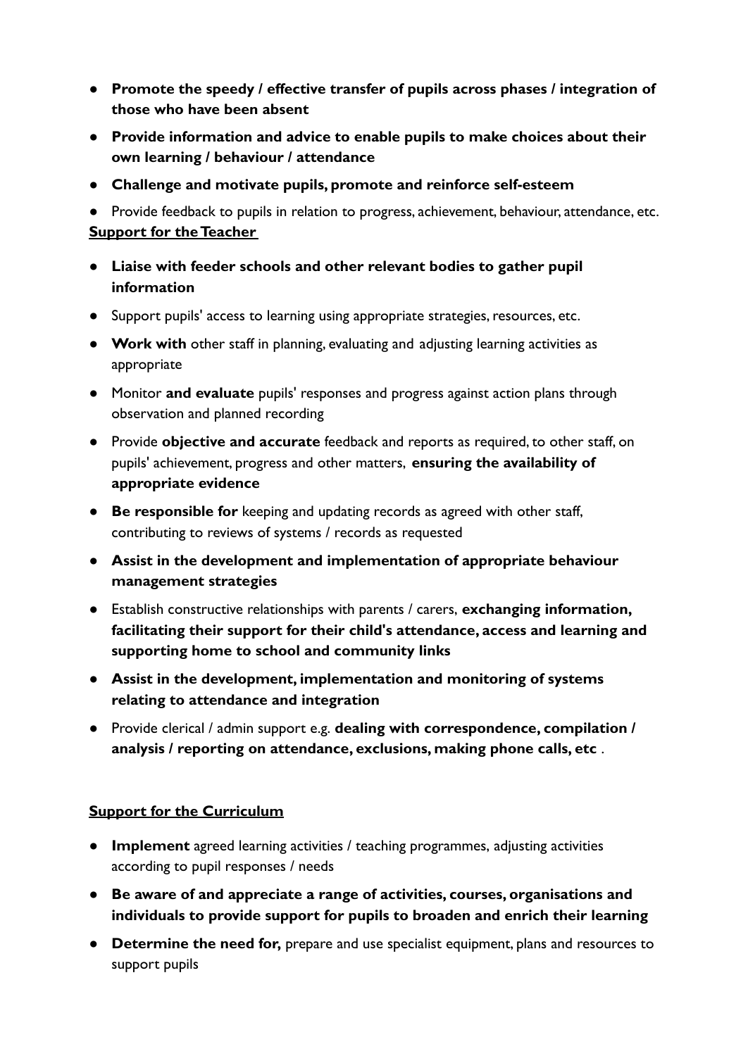- **Promote the speedy / effective transfer of pupils across phases / integration of those who have been absent**
- **Provide information and advice to enable pupils to make choices about their own learning / behaviour / attendance**
- **Challenge and motivate pupils, promote and reinforce self-esteem**
- Provide feedback to pupils in relation to progress, achievement, behaviour, attendance, etc.

**Support for the Teacher**

- **Liaise with feeder schools and other relevant bodies to gather pupil information**
- Support pupils' access to learning using appropriate strategies, resources, etc.
- **Work with** other staff in planning, evaluating and adjusting learning activities as appropriate
- Monitor **and evaluate** pupils' responses and progress against action plans through observation and planned recording
- Provide **objective and accurate** feedback and reports as required, to other staff, on pupils' achievement, progress and other matters, **ensuring the availability of appropriate evidence**
- **Be responsible for** keeping and updating records as agreed with other staff, contributing to reviews of systems / records as requested
- **Assist in the development and implementation of appropriate behaviour management strategies**
- Establish constructive relationships with parents / carers, **exchanging information, facilitating their support for their child's attendance, access and learning and supporting home to school and community links**
- **Assist in the development, implementation and monitoring of systems relating to attendance and integration**
- Provide clerical / admin support e.g. **dealing with correspondence, compilation / analysis / reporting on attendance, exclusions, making phone calls, etc** .

**Support for the Curriculum**

- **Implement** agreed learning activities / teaching programmes, adjusting activities according to pupil responses / needs
- **Be aware of and appreciate a range of activities, courses, organisations and individuals to provide support for pupils to broaden and enrich their learning**
- **Determine the need for,** prepare and use specialist equipment, plans and resources to support pupils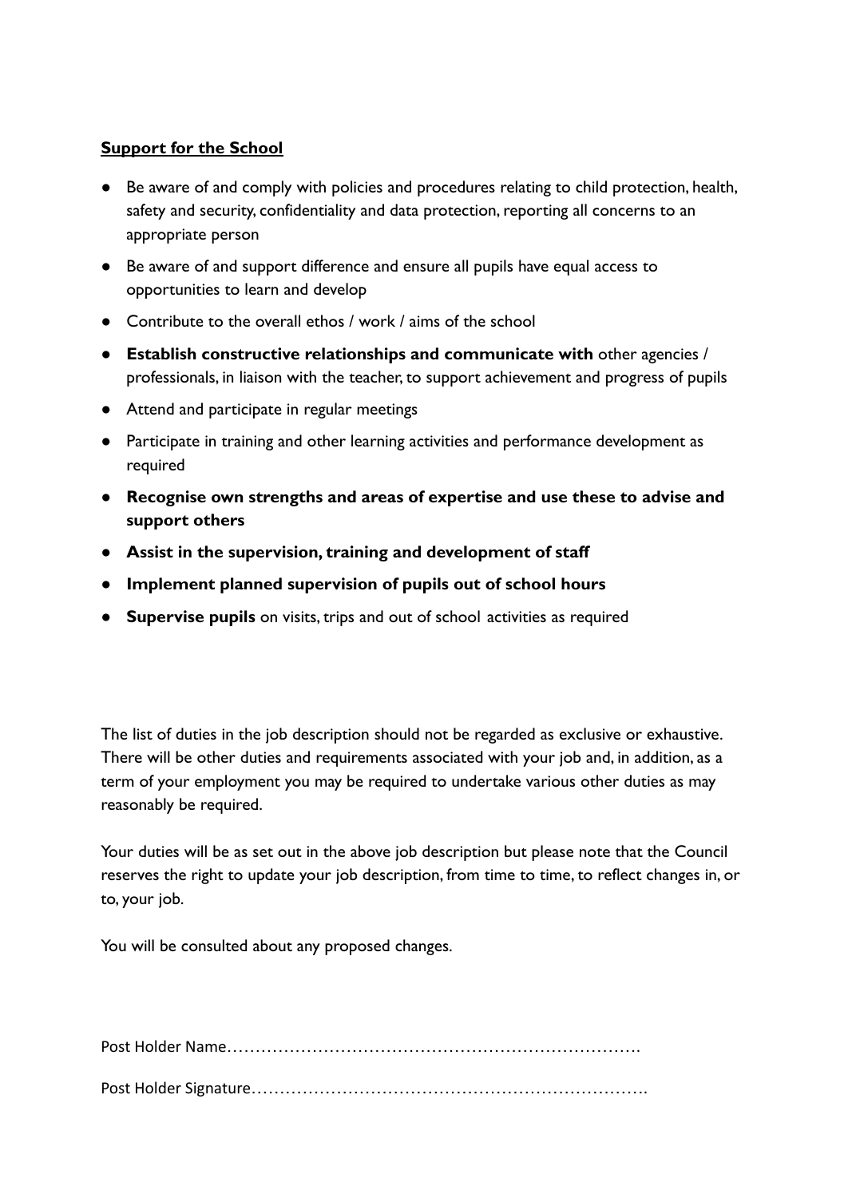**Support for the School**

- Be aware of and comply with policies and procedures relating to child protection, health, safety and security, confidentiality and data protection, reporting all concerns to an appropriate person
- Be aware of and support difference and ensure all pupils have equal access to opportunities to learn and develop
- Contribute to the overall ethos / work / aims of the school
- **Establish constructive relationships and communicate with** other agencies / professionals, in liaison with the teacher, to support achievement and progress of pupils
- Attend and participate in regular meetings
- Participate in training and other learning activities and performance development as required
- **Recognise own strengths and areas of expertise and use these to advise and support others**
- **Assist in the supervision, training and development of staff**
- **Implement planned supervision of pupils out of school hours**
- **Supervise pupils** on visits, trips and out of school activities as required

The list of duties in the job description should not be regarded as exclusive or exhaustive. There will be other duties and requirements associated with your job and, in addition, as a term of your employment you may be required to undertake various other duties as may reasonably be required.

Your duties will be as set out in the above job description but please note that the Council reserves the right to update your job description, from time to time, to reflect changes in, or to, your job.

You will be consulted about any proposed changes.

Post Holder Name…………………………………………………………………

Post Holder Signature……………………………………………………………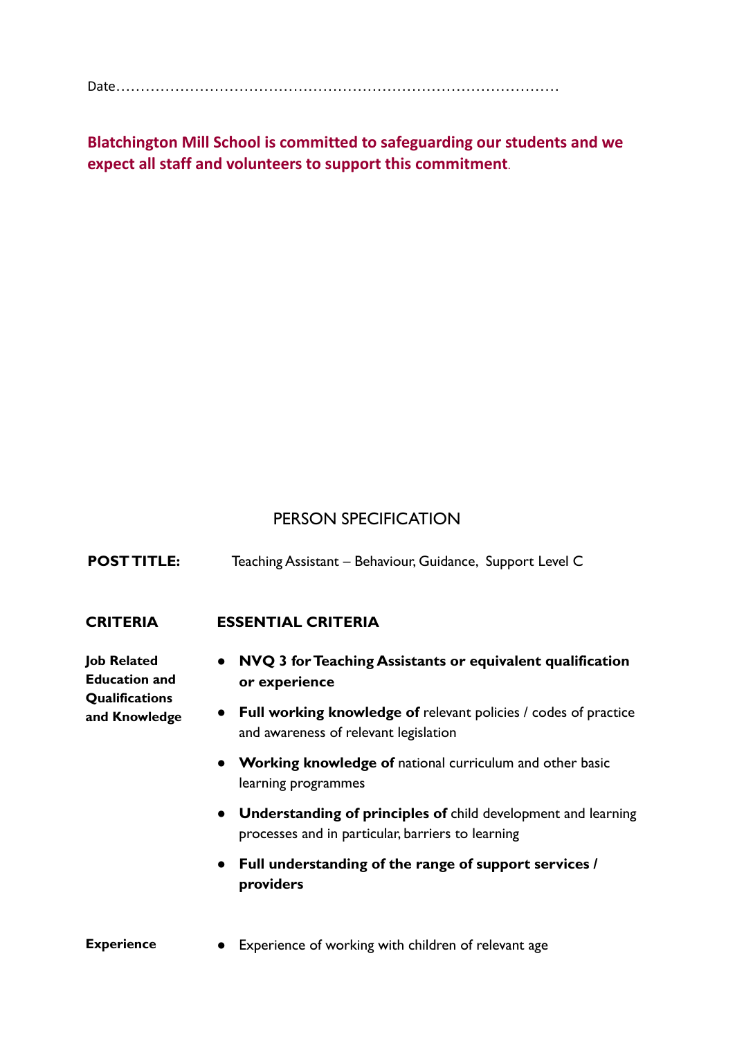Date……………………………………………………………………………………

**Blatchington Mill School is committed to safeguarding our students and we expect all staff and volunteers to support this commitment**.

## PERSON SPECIFICATION

**POST TITLE:** Teaching Assistant – Behaviour, Guidance, Support Level C

| CRITERIA | ESSENTIAL CRITERIA |
|---|---|
| **Job Related Education and Qualifications and Knowledge** | • **NVQ 3 for Teaching Assistants or equivalent qualification or experience**<br>• **Full working knowledge of** relevant policies / codes of practice and awareness of relevant legislation<br>• **Working knowledge of** national curriculum and other basic learning programmes<br>• **Understanding of principles of** child development and learning processes and in particular, barriers to learning<br>• **Full understanding of the range of support services / providers** |
| **Experience** | • Experience of working with children of relevant age |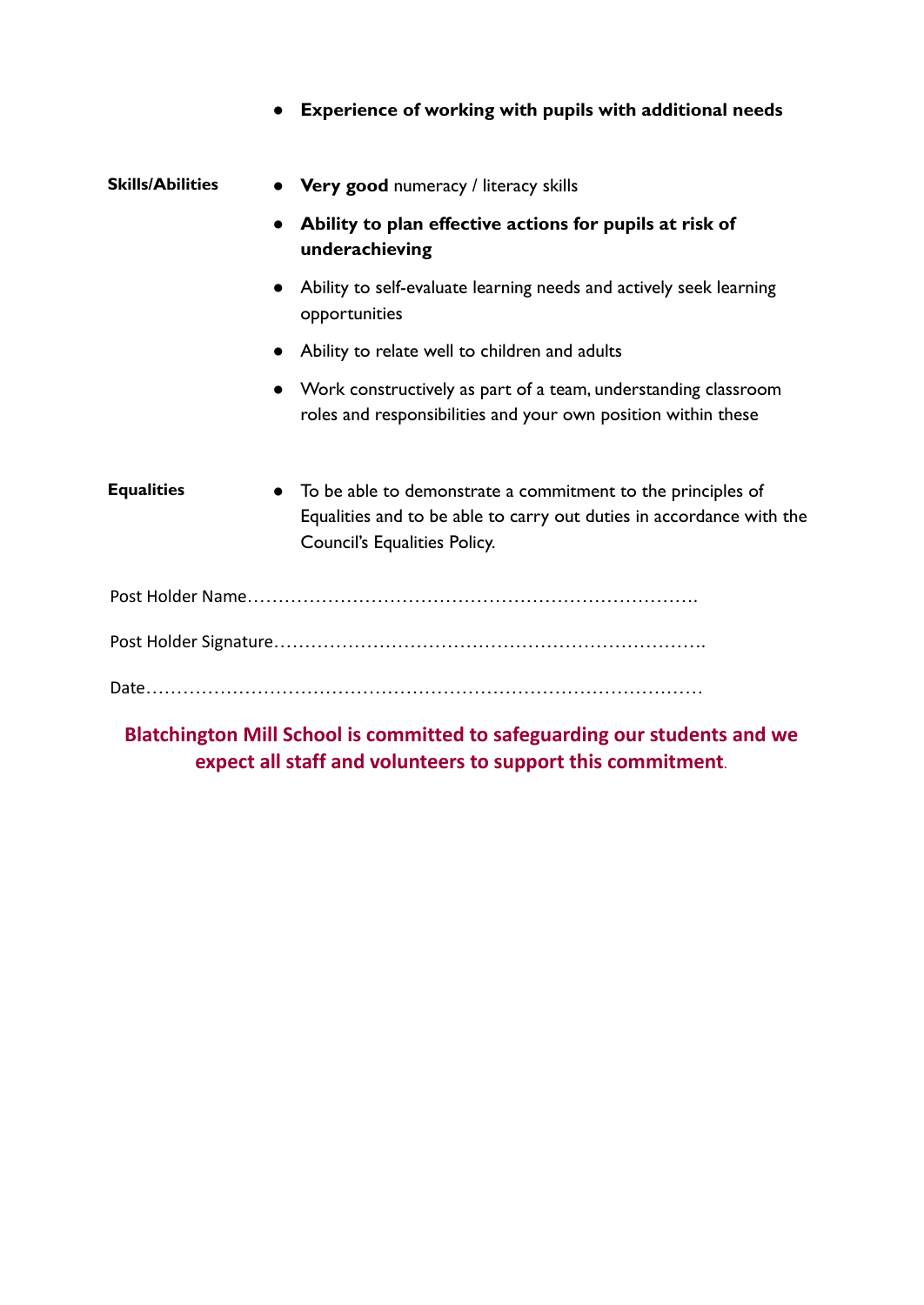| | |
|---|---|
| | • **Experience of working with pupils with additional needs** |
| **Skills/Abilities** | • **Very good** numeracy / literacy skills<br>• **Ability to plan effective actions for pupils at risk of underachieving**<br>• Ability to self-evaluate learning needs and actively seek learning opportunities<br>• Ability to relate well to children and adults<br>• Work constructively as part of a team, understanding classroom roles and responsibilities and your own position within these |
| **Equalities** | • To be able to demonstrate a commitment to the principles of Equalities and to be able to carry out duties in accordance with the Council's Equalities Policy. |

Post Holder Name…………………………………………………………………

Post Holder Signature……………………………………………………………

Date………………………………………………………………………………

**Blatchington Mill School is committed to safeguarding our students and we expect all staff and volunteers to support this commitment.**